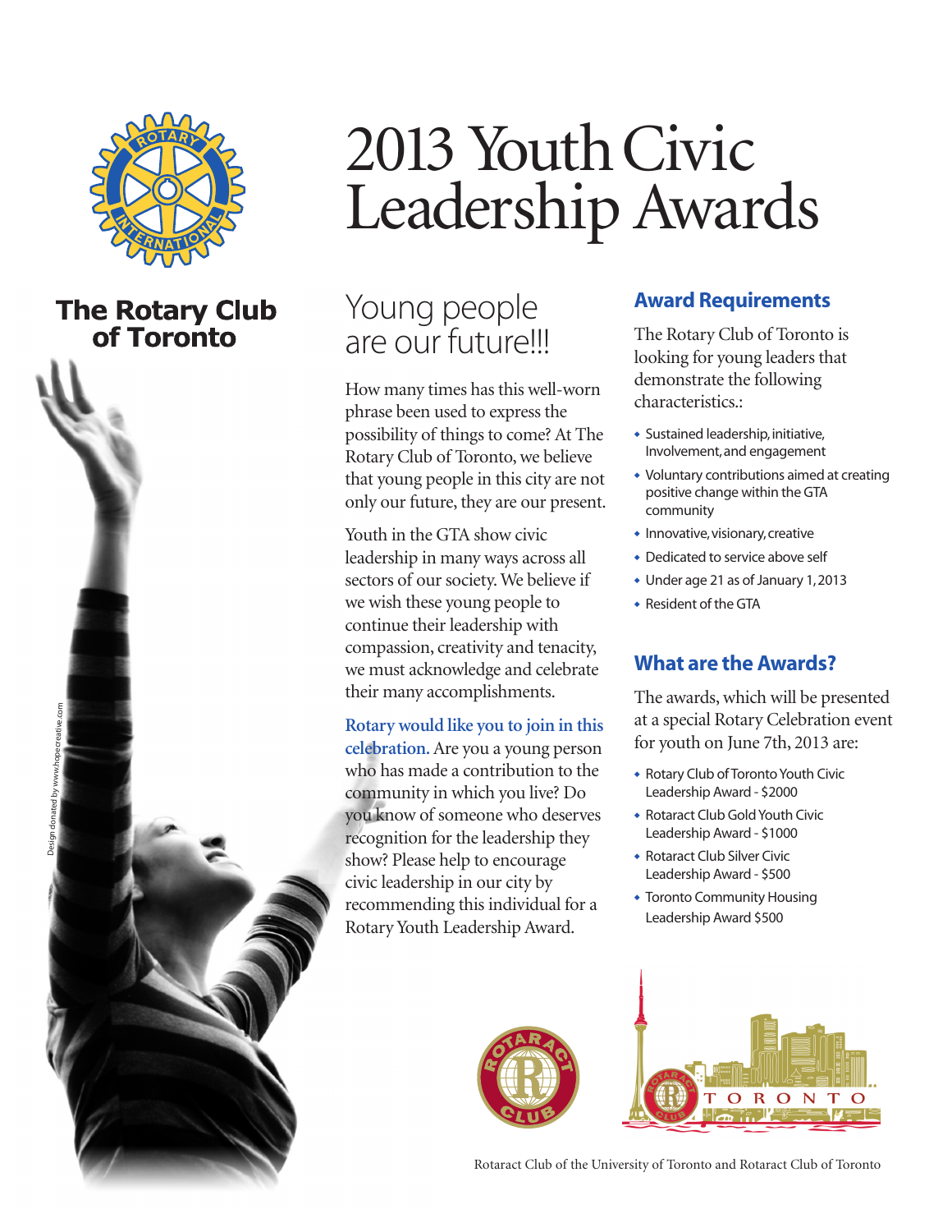# 2013 Youth Civic Leadership Awards

**The Rotary Club of Toronto**

## Young people are our future!!!

How many times has this well-worn phrase been used to express the possibility of things to come? At The Rotary Club of Toronto, we believe that young people in this city are not only our future, they are our present.

Youth in the GTA show civic leadership in many ways across all sectors of our society. We believe if we wish these young people to continue their leadership with compassion, creativity and tenacity, we must acknowledge and celebrate their many accomplishments.

**Rotary would like you to join in this celebration.** Are you a young person who has made a contribution to the community in which you live? Do you know of someone who deserves recognition for the leadership they show? Please help to encourage civic leadership in our city by recommending this individual for a Rotary Youth Leadership Award.

## Award Requirements

The Rotary Club of Toronto is looking for young leaders that demonstrate the following characteristics.:

- Sustained leadership, initiative, Involvement, and engagement
- Voluntary contributions aimed at creating positive change within the GTA community
- Innovative, visionary, creative
- Dedicated to service above self
- Under age 21 as of January 1, 2013
- Resident of the GTA

## What are the Awards?

The awards, which will be presented at a special Rotary Celebration event for youth on June 7th, 2013 are:

- Rotary Club of Toronto Youth Civic Leadership Award - $2000
- Rotaract Club Gold Youth Civic Leadership Award - $1000
- Rotaract Club Silver Civic Leadership Award - $500
- Toronto Community Housing Leadership Award $500

Rotaract Club of the University of Toronto and Rotaract Club of Toronto

Design donated by www.hopecreative.com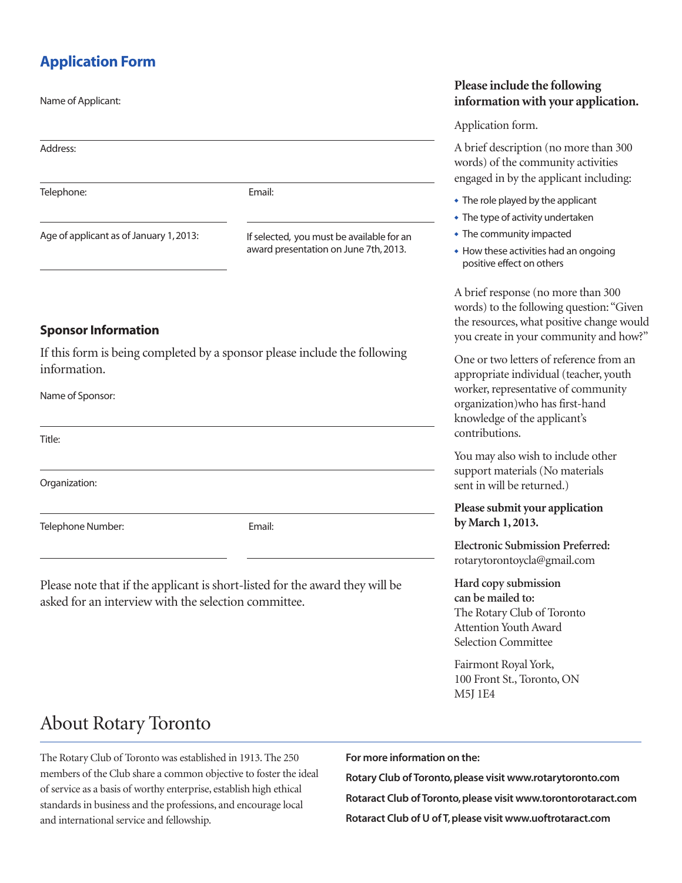## Application Form

Name of Applicant:

Address:

Telephone:

Email:

Age of applicant as of January 1, 2013:

If selected, you must be available for an award presentation on June 7th, 2013.

### Sponsor Information

If this form is being completed by a sponsor please include the following information.

Name of Sponsor:

Title:

Organization:

Telephone Number:

Email:

Please note that if the applicant is short-listed for the award they will be asked for an interview with the selection committee.

**Please include the following information with your application.**

Application form.

A brief description (no more than 300 words) of the community activities engaged in by the applicant including:

- The role played by the applicant
- The type of activity undertaken
- The community impacted
- How these activities had an ongoing positive effect on others

A brief response (no more than 300 words) to the following question: "Given the resources, what positive change would you create in your community and how?"

One or two letters of reference from an appropriate individual (teacher, youth worker, representative of community organization)who has first-hand knowledge of the applicant's contributions.

You may also wish to include other support materials (No materials sent in will be returned.)

**Please submit your application by March 1, 2013.**

**Electronic Submission Preferred:**
rotarytorontoycla@gmail.com

**Hard copy submission can be mailed to:**
The Rotary Club of Toronto
Attention Youth Award
Selection Committee

Fairmont Royal York,
100 Front St., Toronto, ON
M5J 1E4

## About Rotary Toronto

The Rotary Club of Toronto was established in 1913. The 250 members of the Club share a common objective to foster the ideal of service as a basis of worthy enterprise, establish high ethical standards in business and the professions, and encourage local and international service and fellowship.

**For more information on the:**

**Rotary Club of Toronto, please visit www.rotarytoronto.com**

**Rotaract Club of Toronto, please visit www.torontorotaract.com**

**Rotaract Club of U of T, please visit www.uoftrotaract.com**